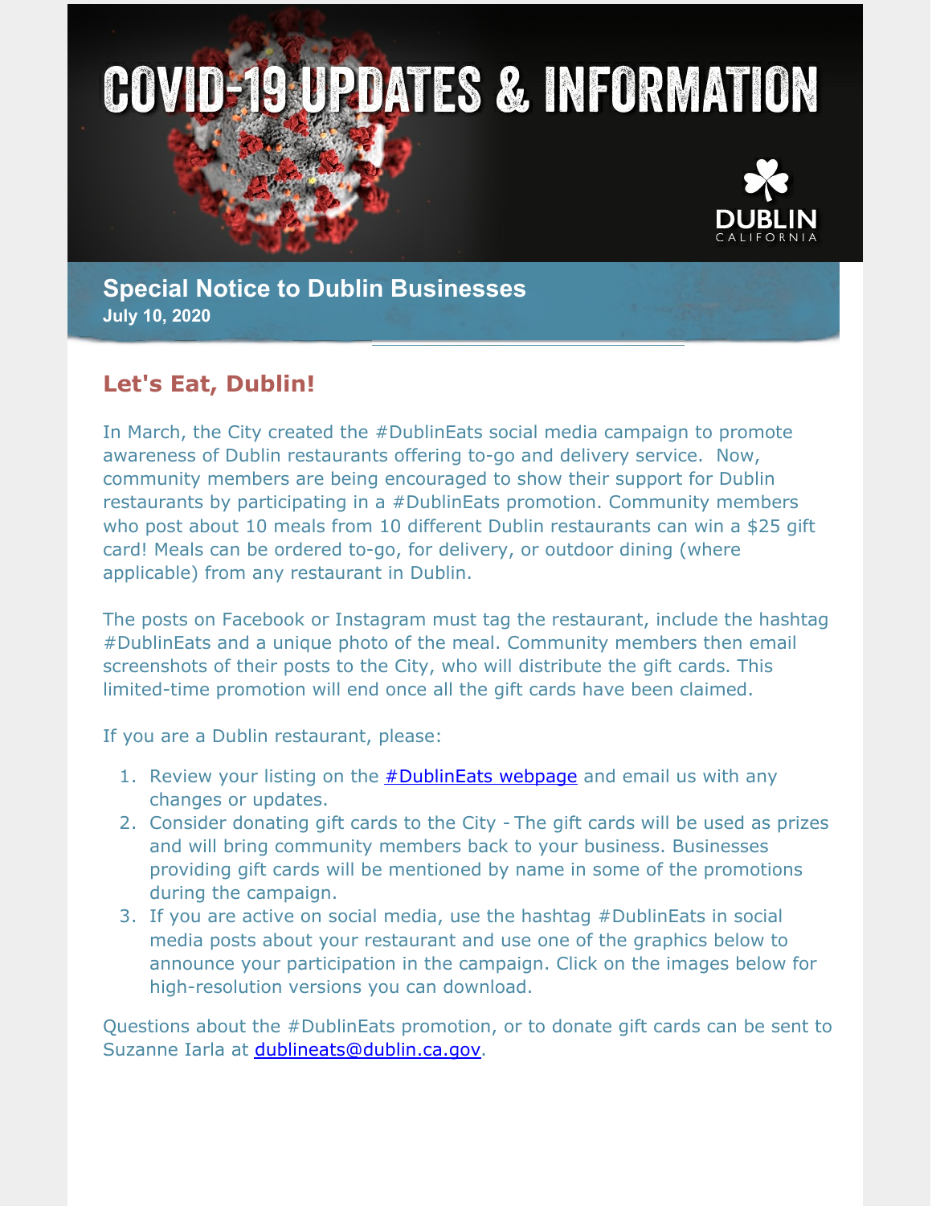# COVID-19 UPDATES & INFORMATION

DUBLIN CALIFORNIA

## Special Notice to Dublin Businesses

**July 10, 2020**

## Let's Eat, Dublin!

In March, the City created the #DublinEats social media campaign to promote awareness of Dublin restaurants offering to-go and delivery service. Now, community members are being encouraged to show their support for Dublin restaurants by participating in a #DublinEats promotion. Community members who post about 10 meals from 10 different Dublin restaurants can win a $25 gift card! Meals can be ordered to-go, for delivery, or outdoor dining (where applicable) from any restaurant in Dublin.

The posts on Facebook or Instagram must tag the restaurant, include the hashtag #DublinEats and a unique photo of the meal. Community members then email screenshots of their posts to the City, who will distribute the gift cards. This limited-time promotion will end once all the gift cards have been claimed.

If you are a Dublin restaurant, please:

1. Review your listing on the #DublinEats webpage and email us with any changes or updates.
2. Consider donating gift cards to the City - The gift cards will be used as prizes and will bring community members back to your business. Businesses providing gift cards will be mentioned by name in some of the promotions during the campaign.
3. If you are active on social media, use the hashtag #DublinEats in social media posts about your restaurant and use one of the graphics below to announce your participation in the campaign. Click on the images below for high-resolution versions you can download.

Questions about the #DublinEats promotion, or to donate gift cards can be sent to Suzanne Iarla at dublineats@dublin.ca.gov.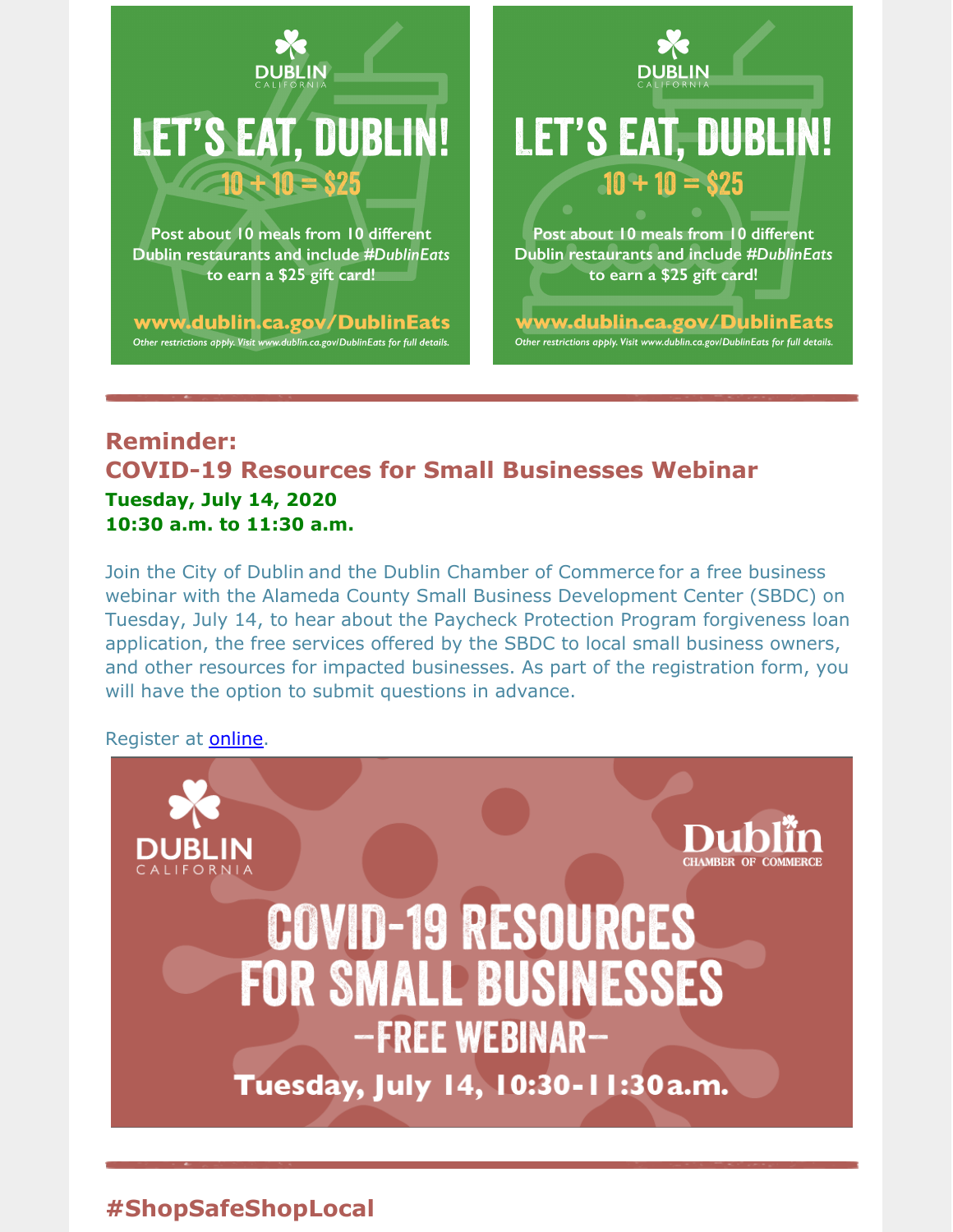DUBLIN CALIFORNIA

# LET'S EAT, DUBLIN!

**10 + 10 = $25**

Post about 10 meals from 10 different Dublin restaurants and include *#DublinEats* to earn a $25 gift card!

**www.dublin.ca.gov/DublinEats**

*Other restrictions apply. Visit www.dublin.ca.gov/DublinEats for full details.*

DUBLIN CALIFORNIA

# LET'S EAT, DUBLIN!

**10 + 10 = $25**

Post about 10 meals from 10 different Dublin restaurants and include *#DublinEats* to earn a $25 gift card!

**www.dublin.ca.gov/DublinEats**

*Other restrictions apply. Visit www.dublin.ca.gov/DublinEats for full details.*

---

## Reminder:
## COVID-19 Resources for Small Businesses Webinar

**Tuesday, July 14, 2020**
**10:30 a.m. to 11:30 a.m.**

Join the City of Dublin and the Dublin Chamber of Commerce for a free business webinar with the Alameda County Small Business Development Center (SBDC) on Tuesday, July 14, to hear about the Paycheck Protection Program forgiveness loan application, the free services offered by the SBDC to local small business owners, and other resources for impacted businesses. As part of the registration form, you will have the option to submit questions in advance.

Register at online.

DUBLIN CALIFORNIA

Dublin CHAMBER OF COMMERCE

# COVID-19 RESOURCES FOR SMALL BUSINESSES

**—FREE WEBINAR—**

**Tuesday, July 14, 10:30-11:30a.m.**

---

## #ShopSafeShopLocal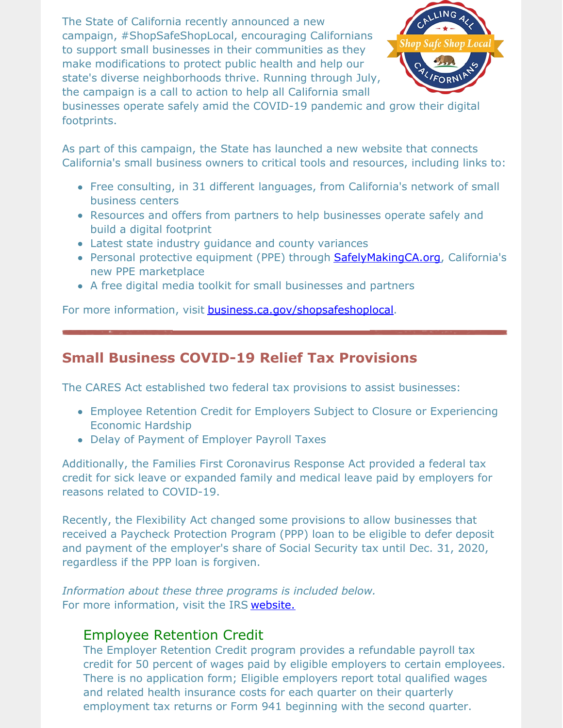The State of California recently announced a new campaign, #ShopSafeShopLocal, encouraging Californians to support small businesses in their communities as they make modifications to protect public health and help our state's diverse neighborhoods thrive. Running through July, the campaign is a call to action to help all California small businesses operate safely amid the COVID-19 pandemic and grow their digital footprints.

As part of this campaign, the State has launched a new website that connects California's small business owners to critical tools and resources, including links to:

- Free consulting, in 31 different languages, from California's network of small business centers
- Resources and offers from partners to help businesses operate safely and build a digital footprint
- Latest state industry guidance and county variances
- Personal protective equipment (PPE) through [SafelyMakingCA.org](SafelyMakingCA.org), California's new PPE marketplace
- A free digital media toolkit for small businesses and partners

For more information, visit [business.ca.gov/shopsafeshoplocal](business.ca.gov/shopsafeshoplocal).

---

## Small Business COVID-19 Relief Tax Provisions

The CARES Act established two federal tax provisions to assist businesses:

- Employee Retention Credit for Employers Subject to Closure or Experiencing Economic Hardship
- Delay of Payment of Employer Payroll Taxes

Additionally, the Families First Coronavirus Response Act provided a federal tax credit for sick leave or expanded family and medical leave paid by employers for reasons related to COVID-19.

Recently, the Flexibility Act changed some provisions to allow businesses that received a Paycheck Protection Program (PPP) loan to be eligible to defer deposit and payment of the employer's share of Social Security tax until Dec. 31, 2020, regardless if the PPP loan is forgiven.

*Information about these three programs is included below.*
For more information, visit the IRS [website.]()

### Employee Retention Credit

The Employer Retention Credit program provides a refundable payroll tax credit for 50 percent of wages paid by eligible employers to certain employees. There is no application form; Eligible employers report total qualified wages and related health insurance costs for each quarter on their quarterly employment tax returns or Form 941 beginning with the second quarter.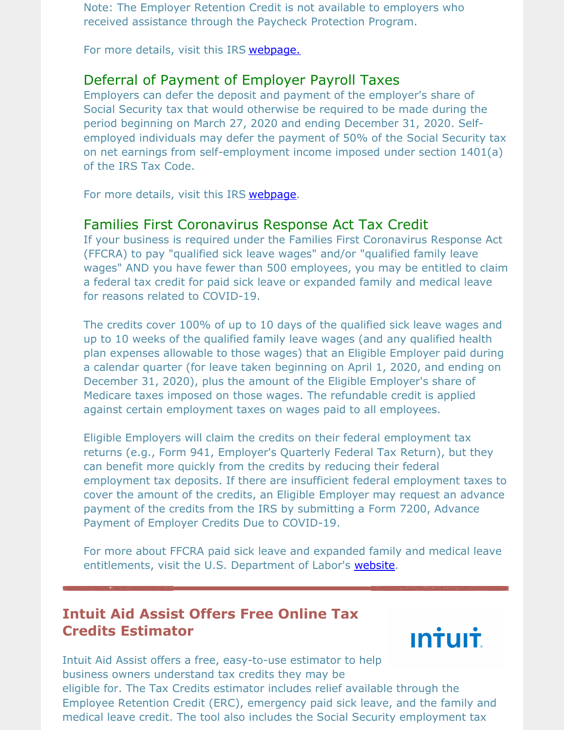Note: The Employer Retention Credit is not available to employers who received assistance through the Paycheck Protection Program.

For more details, visit this IRS webpage.

### Deferral of Payment of Employer Payroll Taxes

Employers can defer the deposit and payment of the employer's share of Social Security tax that would otherwise be required to be made during the period beginning on March 27, 2020 and ending December 31, 2020. Self-employed individuals may defer the payment of 50% of the Social Security tax on net earnings from self-employment income imposed under section 1401(a) of the IRS Tax Code.

For more details, visit this IRS webpage.

### Families First Coronavirus Response Act Tax Credit

If your business is required under the Families First Coronavirus Response Act (FFCRA) to pay "qualified sick leave wages" and/or "qualified family leave wages" AND you have fewer than 500 employees, you may be entitled to claim a federal tax credit for paid sick leave or expanded family and medical leave for reasons related to COVID-19.

The credits cover 100% of up to 10 days of the qualified sick leave wages and up to 10 weeks of the qualified family leave wages (and any qualified health plan expenses allowable to those wages) that an Eligible Employer paid during a calendar quarter (for leave taken beginning on April 1, 2020, and ending on December 31, 2020), plus the amount of the Eligible Employer's share of Medicare taxes imposed on those wages. The refundable credit is applied against certain employment taxes on wages paid to all employees.

Eligible Employers will claim the credits on their federal employment tax returns (e.g., Form 941, Employer's Quarterly Federal Tax Return), but they can benefit more quickly from the credits by reducing their federal employment tax deposits. If there are insufficient federal employment taxes to cover the amount of the credits, an Eligible Employer may request an advance payment of the credits from the IRS by submitting a Form 7200, Advance Payment of Employer Credits Due to COVID-19.

For more about FFCRA paid sick leave and expanded family and medical leave entitlements, visit the U.S. Department of Labor's website.

---

## Intuit Aid Assist Offers Free Online Tax Credits Estimator

intuit

Intuit Aid Assist offers a free, easy-to-use estimator to help business owners understand tax credits they may be eligible for. The Tax Credits estimator includes relief available through the Employee Retention Credit (ERC), emergency paid sick leave, and the family and medical leave credit. The tool also includes the Social Security employment tax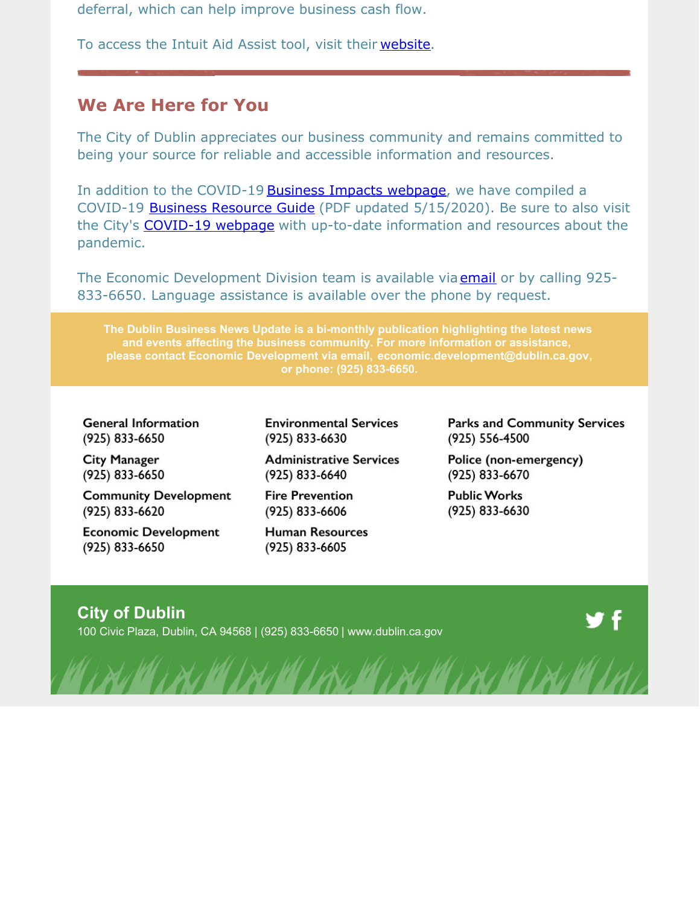deferral, which can help improve business cash flow.

To access the Intuit Aid Assist tool, visit their website.

---

## We Are Here for You

The City of Dublin appreciates our business community and remains committed to being your source for reliable and accessible information and resources.

In addition to the COVID-19 Business Impacts webpage, we have compiled a COVID-19 Business Resource Guide (PDF updated 5/15/2020). Be sure to also visit the City's COVID-19 webpage with up-to-date information and resources about the pandemic.

The Economic Development Division team is available via email or by calling 925-833-6650. Language assistance is available over the phone by request.

**The Dublin Business News Update is a bi-monthly publication highlighting the latest news and events affecting the business community. For more information or assistance, please contact Economic Development via email, economic.development@dublin.ca.gov, or phone: (925) 833-6650.**

**General Information**
(925) 833-6650

**City Manager**
(925) 833-6650

**Community Development**
(925) 833-6620

**Economic Development**
(925) 833-6650

**Environmental Services**
(925) 833-6630

**Administrative Services**
(925) 833-6640

**Fire Prevention**
(925) 833-6606

**Human Resources**
(925) 833-6605

**Parks and Community Services**
(925) 556-4500

**Police (non-emergency)**
(925) 833-6670

**Public Works**
(925) 833-6630

**City of Dublin**
100 Civic Plaza, Dublin, CA 94568 | (925) 833-6650 | www.dublin.ca.gov